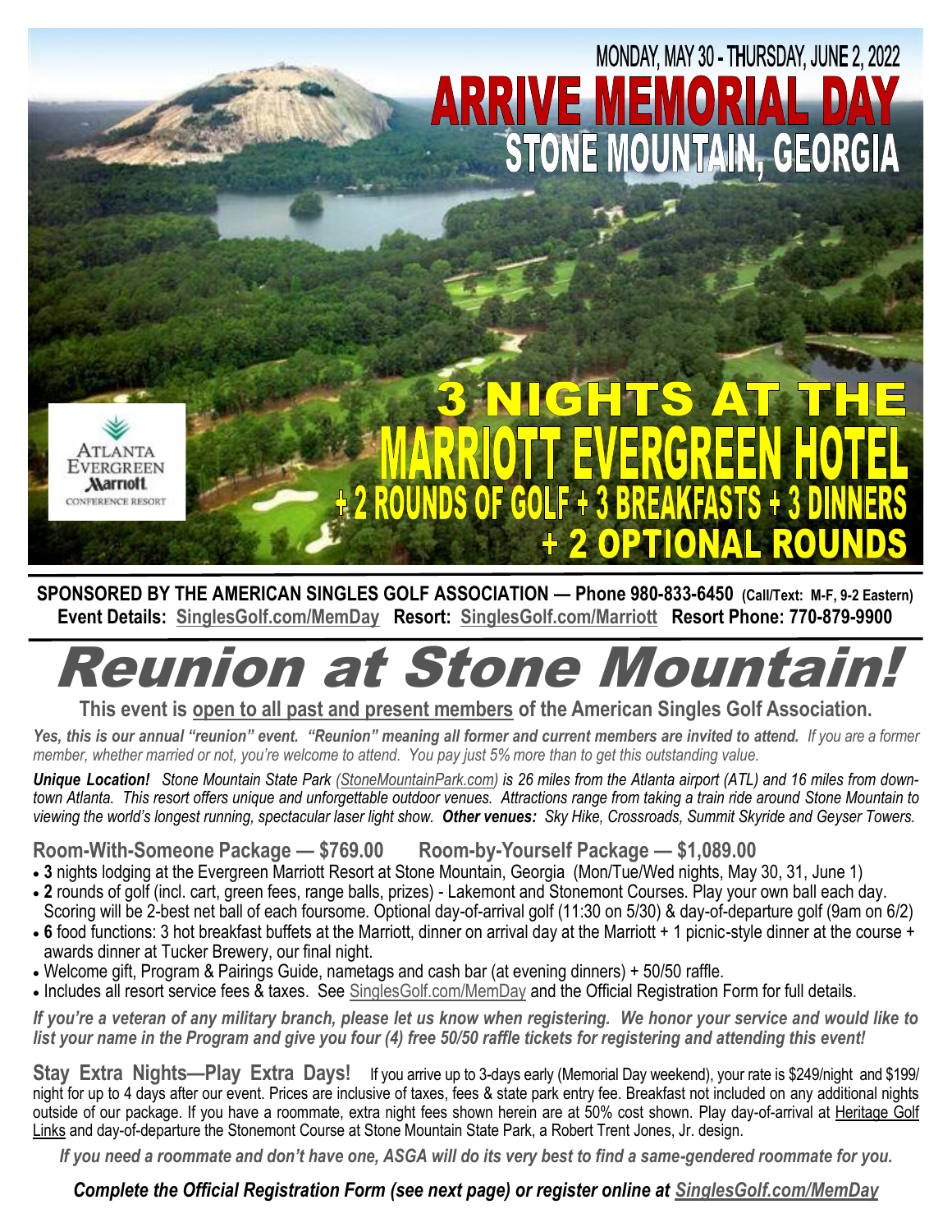MONDAY, MAY 30 - THURSDAY, JUNE 2, 2022

# ARRIVE MEMORIAL DAY
# STONE MOUNTAIN, GEORGIA

ATLANTA EVERGREEN Marriott CONFERENCE RESORT

## 3 NIGHTS AT THE MARRIOTT EVERGREEN HOTEL
## + 2 ROUNDS OF GOLF + 3 BREAKFASTS + 3 DINNERS + 2 OPTIONAL ROUNDS

**SPONSORED BY THE AMERICAN SINGLES GOLF ASSOCIATION — Phone 980-833-6450** **(Call/Text: M-F, 9-2 Eastern)**
**Event Details: SinglesGolf.com/MemDay Resort: SinglesGolf.com/Marriott Resort Phone: 770-879-9900**

# Reunion at Stone Mountain!

**This event is open to all past and present members of the American Singles Golf Association.**

***Yes, this is our annual "reunion" event. "Reunion" meaning all former and current members are invited to attend.*** *If you are a former member, whether married or not, you're welcome to attend. You pay just 5% more than to get this outstanding value.*

***Unique Location!*** *Stone Mountain State Park (StoneMountainPark.com) is 26 miles from the Atlanta airport (ATL) and 16 miles from downtown Atlanta. This resort offers unique and unforgettable outdoor venues. Attractions range from taking a train ride around Stone Mountain to viewing the world's longest running, spectacular laser light show.* ***Other venues:*** *Sky Hike, Crossroads, Summit Skyride and Geyser Towers.*

## Room-With-Someone Package — $769.00 Room-by-Yourself Package — $1,089.00

- **3** nights lodging at the Evergreen Marriott Resort at Stone Mountain, Georgia (Mon/Tue/Wed nights, May 30, 31, June 1)
- **2** rounds of golf (incl. cart, green fees, range balls, prizes) - Lakemont and Stonemont Courses. Play your own ball each day. Scoring will be 2-best net ball of each foursome. Optional day-of-arrival golf (11:30 on 5/30) & day-of-departure golf (9am on 6/2)
- **6** food functions: 3 hot breakfast buffets at the Marriott, dinner on arrival day at the Marriott + 1 picnic-style dinner at the course + awards dinner at Tucker Brewery, our final night.
- Welcome gift, Program & Pairings Guide, nametags and cash bar (at evening dinners) + 50/50 raffle.
- Includes all resort service fees & taxes. See SinglesGolf.com/MemDay and the Official Registration Form for full details.

***If you're a veteran of any military branch, please let us know when registering. We honor your service and would like to list your name in the Program and give you four (4) free 50/50 raffle tickets for registering and attending this event!***

**Stay Extra Nights—Play Extra Days!** If you arrive up to 3-days early (Memorial Day weekend), your rate is $249/night and $199/night for up to 4 days after our event. Prices are inclusive of taxes, fees & state park entry fee. Breakfast not included on any additional nights outside of our package. If you have a roommate, extra night fees shown herein are at 50% cost shown. Play day-of-arrival at Heritage Golf Links and day-of-departure the Stonemont Course at Stone Mountain State Park, a Robert Trent Jones, Jr. design.

***If you need a roommate and don't have one, ASGA will do its very best to find a same-gendered roommate for you.***

***Complete the Official Registration Form (see next page) or register online at SinglesGolf.com/MemDay***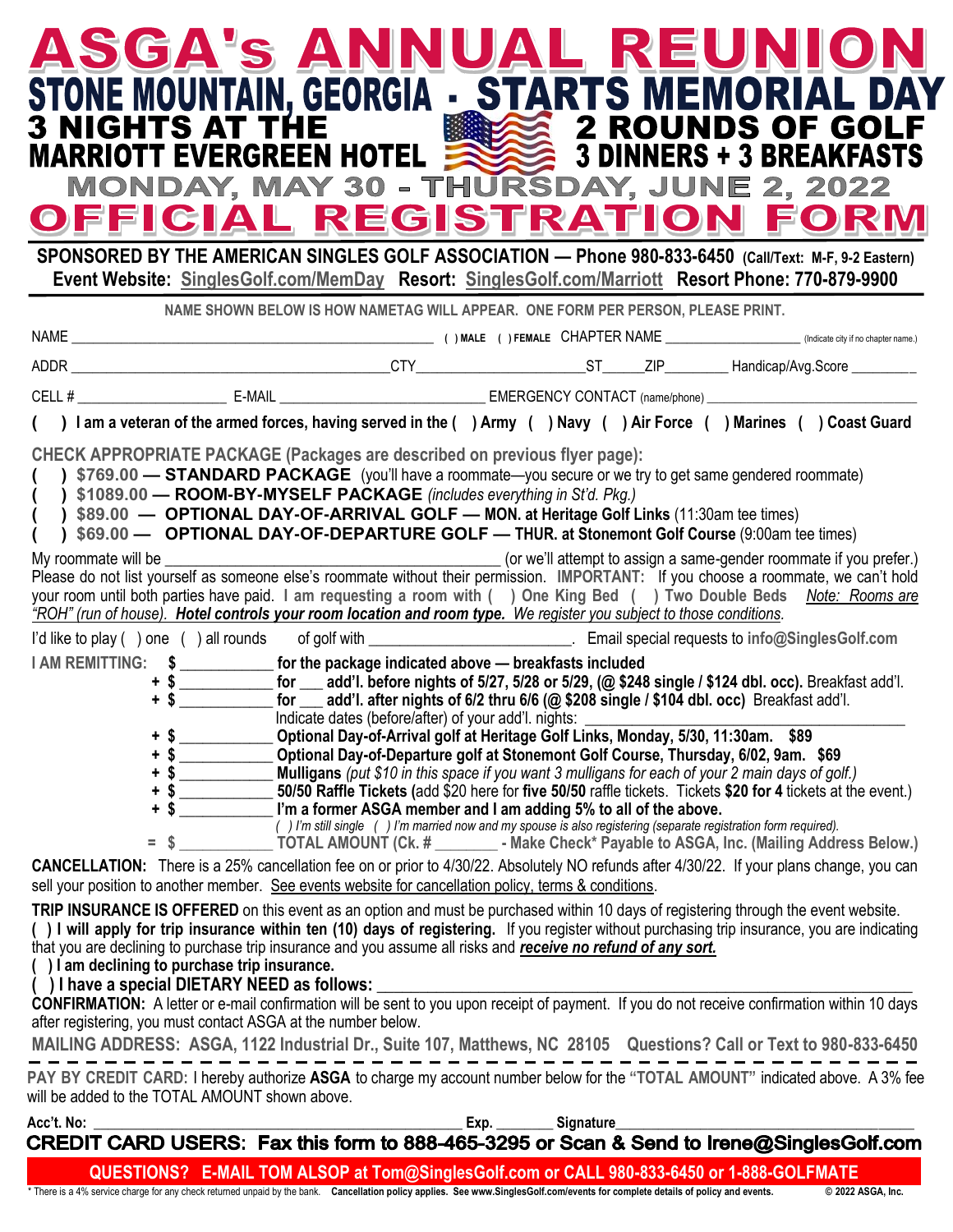# ASGA's ANNUAL REUNION

## STONE MOUNTAIN, GEORGIA - STARTS MEMORIAL DAY

## 3 NIGHTS AT THE MARRIOTT EVERGREEN HOTEL

## 2 ROUNDS OF GOLF 3 DINNERS + 3 BREAKFASTS

## MONDAY, MAY 30 - THURSDAY, JUNE 2, 2022

# OFFICIAL REGISTRATION FORM

**SPONSORED BY THE AMERICAN SINGLES GOLF ASSOCIATION — Phone 980-833-6450 (Call/Text: M-F, 9-2 Eastern)**
**Event Website: SinglesGolf.com/MemDay Resort: SinglesGolf.com/Marriott Resort Phone: 770-879-9900**

NAME SHOWN BELOW IS HOW NAMETAG WILL APPEAR. ONE FORM PER PERSON, PLEASE PRINT.

NAME ______________________________ ( ) MALE ( ) FEMALE CHAPTER NAME ______________ (Indicate city if no chapter name.)

ADDR ______________________________ CTY ______________ ST_____ ZIP________ Handicap/Avg.Score ________

CELL # ______________ E-MAIL ____________________ EMERGENCY CONTACT (name/phone) ____________________

**( ) I am a veteran of the armed forces, having served in the ( ) Army ( ) Navy ( ) Air Force ( ) Marines ( ) Coast Guard**

**CHECK APPROPRIATE PACKAGE (Packages are described on previous flyer page):**

- ( ) **$769.00 — STANDARD PACKAGE** (you'll have a roommate—you secure or we try to get same gendered roommate)
- ( ) **$1089.00 — ROOM-BY-MYSELF PACKAGE** *(includes everything in St'd. Pkg.)*
- ( ) **$89.00 — OPTIONAL DAY-OF-ARRIVAL GOLF — MON. at Heritage Golf Links** (11:30am tee times)
- ( ) **$69.00 — OPTIONAL DAY-OF-DEPARTURE GOLF — THUR. at Stonemont Golf Course** (9:00am tee times)

My roommate will be ______________________________ (or we'll attempt to assign a same-gender roommate if you prefer.) Please do not list yourself as someone else's roommate without their permission. **IMPORTANT:** If you choose a roommate, we can't hold your room until both parties have paid. **I am requesting a room with ( ) One King Bed ( ) Two Double Beds** *Note: Rooms are "ROH" (run of house). **Hotel controls your room location and room type.** We register you subject to those conditions.*

I'd like to play ( ) one ( ) all rounds of golf with ____________________. Email special requests to **info@SinglesGolf.com**

**I AM REMITTING:**

- $ __________ **for the package indicated above — breakfasts included**
- \+ $ __________ **for ___ add'l. before nights of 5/27, 5/28 or 5/29, (@ $248 single / $124 dbl. occ).** Breakfast add'l.
- \+ $ __________ **for ___ add'l. after nights of 6/2 thru 6/6 (@ $208 single / $104 dbl. occ)** Breakfast add'l.
  Indicate dates (before/after) of your add'l. nights: ______________________
- \+ $ __________ **Optional Day-of-Arrival golf at Heritage Golf Links, Monday, 5/30, 11:30am. $89**
- \+ $ __________ **Optional Day-of-Departure golf at Stonemont Golf Course, Thursday, 6/02, 9am. $69**
- \+ $ __________ **Mulligans** *(put $10 in this space if you want 3 mulligans for each of your 2 main days of golf.)*
- \+ $ __________ **50/50 Raffle Tickets** (add $20 here for **five 50/50** raffle tickets. Tickets **$20 for 4** tickets at the event.)
- \+ $ __________ **I'm a former ASGA member and I am adding 5% to all of the above.**
  *( ) I'm still single ( ) I'm married now and my spouse is also registering (separate registration form required).*
- = $ __________ **TOTAL AMOUNT (Ck. # _______ - Make Check\* Payable to ASGA, Inc. (Mailing Address Below.)**

**CANCELLATION:** There is a 25% cancellation fee on or prior to 4/30/22. Absolutely NO refunds after 4/30/22. If your plans change, you can sell your position to another member. See events website for cancellation policy, terms & conditions.

**TRIP INSURANCE IS OFFERED** on this event as an option and must be purchased within 10 days of registering through the event website.
**( ) I will apply for trip insurance within ten (10) days of registering.** If you register without purchasing trip insurance, you are indicating that you are declining to purchase trip insurance and you assume all risks and ***receive no refund of any sort.***
**( ) I am declining to purchase trip insurance.**
**( ) I have a special DIETARY NEED as follows:** ______________________________

**CONFIRMATION:** A letter or e-mail confirmation will be sent to you upon receipt of payment. If you do not receive confirmation within 10 days after registering, you must contact ASGA at the number below.

**MAILING ADDRESS: ASGA, 1122 Industrial Dr., Suite 107, Matthews, NC 28105 Questions? Call or Text to 980-833-6450**

**PAY BY CREDIT CARD:** I hereby authorize **ASGA** to charge my account number below for the **"TOTAL AMOUNT"** indicated above. A 3% fee will be added to the TOTAL AMOUNT shown above.

**Acc't. No:** ______________________________ **Exp.** _______ **Signature** ______________________

**CREDIT CARD USERS: Fax this form to 888-465-3295 or Scan & Send to Irene@SinglesGolf.com**

**QUESTIONS? E-MAIL TOM ALSOP at Tom@SinglesGolf.com or CALL 980-833-6450 or 1-888-GOLFMATE**

\* There is a 4% service charge for any check returned unpaid by the bank. **Cancellation policy applies. See www.SinglesGolf.com/events for complete details of policy and events.** © 2022 ASGA, Inc.